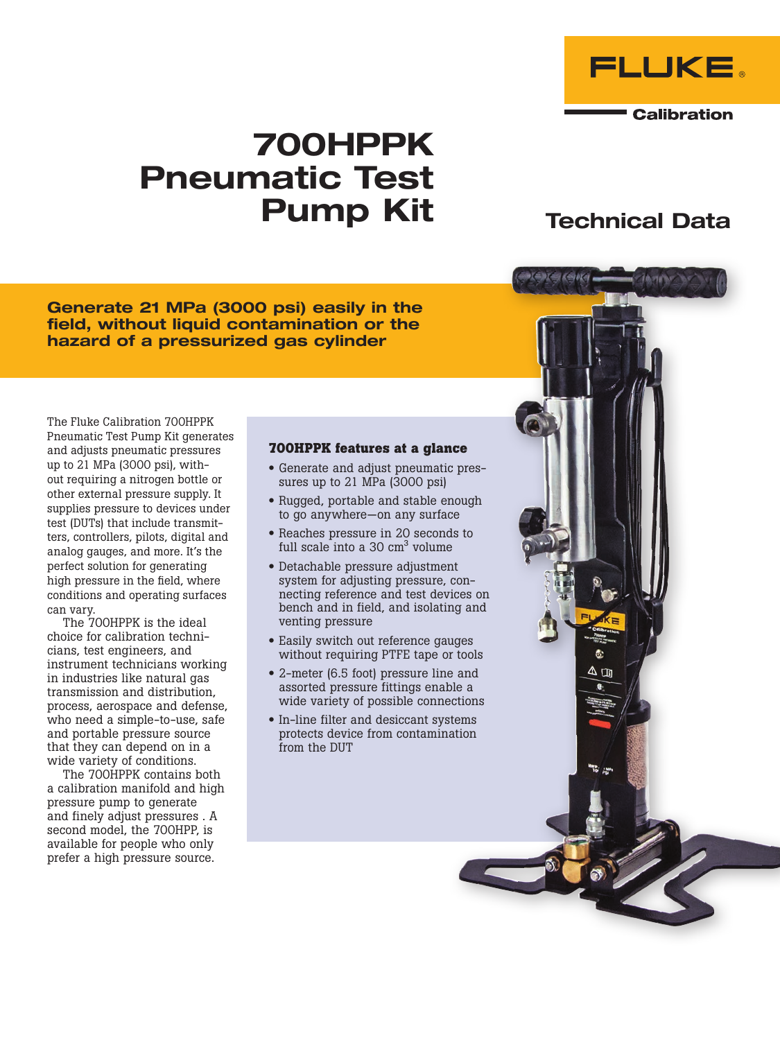FLUKE

Calibration

# 700HPPK Pneumatic Test Pump Kit

## Technical Data

**Generate 21 MPa (3000 psi) easily in the field, without liquid contamination or the hazard of a pressurized gas cylinder**

The Fluke Calibration 700HPPK Pneumatic Test Pump Kit generates and adjusts pneumatic pressures up to 21 MPa (3000 psi), without requiring a nitrogen bottle or other external pressure supply. It supplies pressure to devices under test (DUTs) that include transmitters, controllers, pilots, digital and analog gauges, and more. It's the perfect solution for generating high pressure in the field, where conditions and operating surfaces can vary.

The 700HPPK is the ideal choice for calibration technicians, test engineers, and instrument technicians working in industries like natural gas transmission and distribution, process, aerospace and defense, who need a simple-to-use, safe and portable pressure source that they can depend on in a wide variety of conditions.

The 700HPPK contains both a calibration manifold and high pressure pump to generate and finely adjust pressures . A second model, the 700HPP, is available for people who only prefer a high pressure source.

### 700HPPK features at a glance

- Generate and adjust pneumatic pressures up to 21 MPa (3000 psi)
- Rugged, portable and stable enough to go anywhere—on any surface
- Reaches pressure in 20 seconds to full scale into a 30 cm$^3$ volume
- Detachable pressure adjustment system for adjusting pressure, connecting reference and test devices on bench and in field, and isolating and venting pressure
- Easily switch out reference gauges without requiring PTFE tape or tools
- 2-meter (6.5 foot) pressure line and assorted pressure fittings enable a wide variety of possible connections
- In-line filter and desiccant systems protects device from contamination from the DUT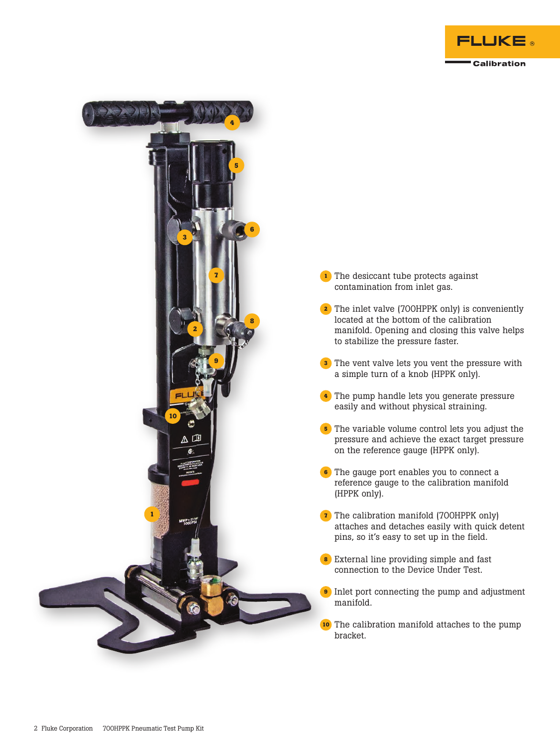1. The desiccant tube protects against contamination from inlet gas.

2. The inlet valve (700HPPK only) is conveniently located at the bottom of the calibration manifold. Opening and closing this valve helps to stabilize the pressure faster.

3. The vent valve lets you vent the pressure with a simple turn of a knob (HPPK only).

4. The pump handle lets you generate pressure easily and without physical straining.

5. The variable volume control lets you adjust the pressure and achieve the exact target pressure on the reference gauge (HPPK only).

6. The gauge port enables you to connect a reference gauge to the calibration manifold (HPPK only).

7. The calibration manifold (700HPPK only) attaches and detaches easily with quick detent pins, so it's easy to set up in the field.

8. External line providing simple and fast connection to the Device Under Test.

9. Inlet port connecting the pump and adjustment manifold.

10. The calibration manifold attaches to the pump bracket.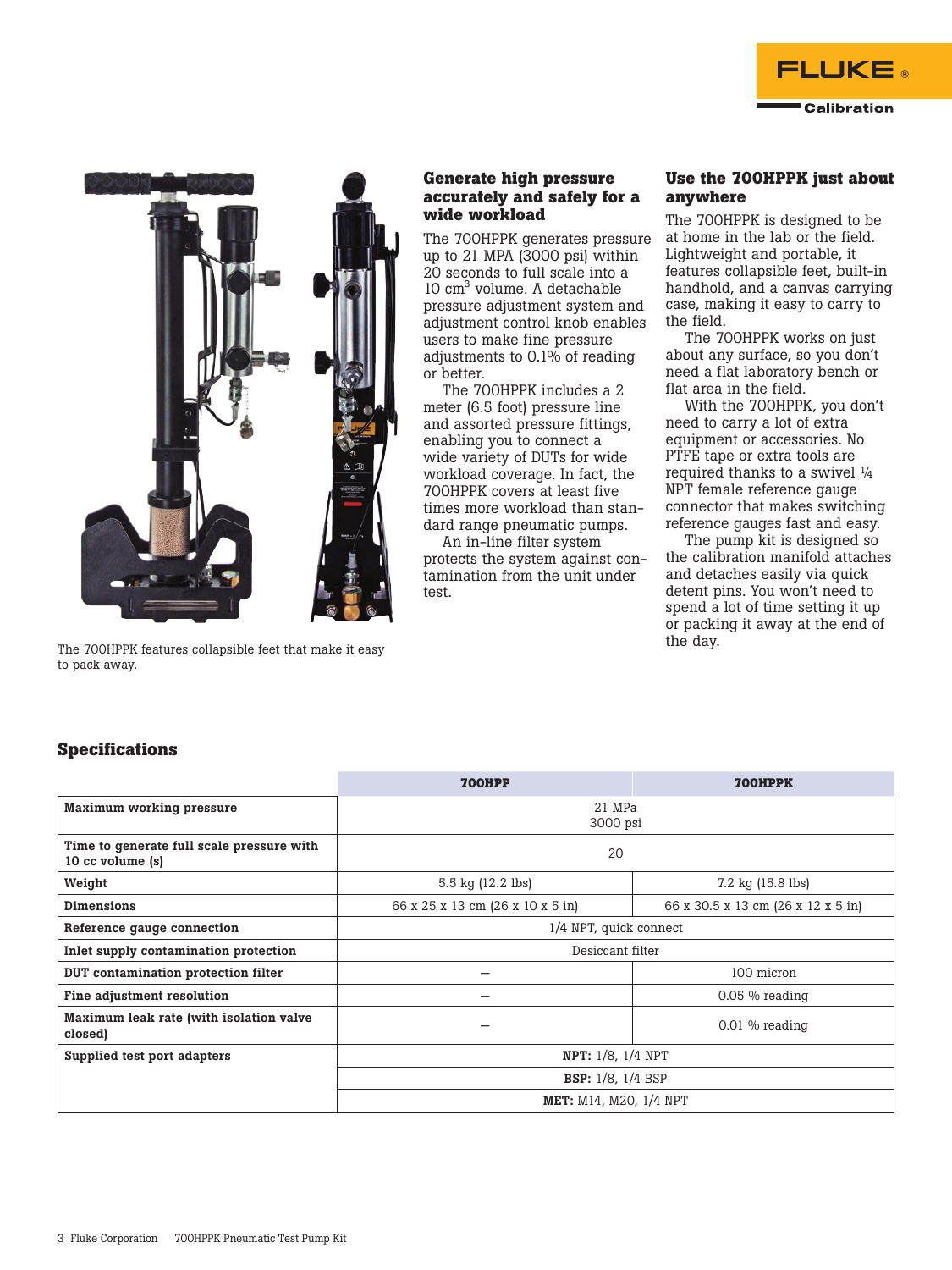The 700HPPK features collapsible feet that make it easy to pack away.

## Generate high pressure accurately and safely for a wide workload

The 700HPPK generates pressure up to 21 MPA (3000 psi) within 20 seconds to full scale into a 10 $cm^3$ volume. A detachable pressure adjustment system and adjustment control knob enables users to make fine pressure adjustments to 0.1% of reading or better.

The 700HPPK includes a 2 meter (6.5 foot) pressure line and assorted pressure fittings, enabling you to connect a wide variety of DUTs for wide workload coverage. In fact, the 700HPPK covers at least five times more workload than standard range pneumatic pumps.

An in-line filter system protects the system against contamination from the unit under test.

## Use the 700HPPK just about anywhere

The 700HPPK is designed to be at home in the lab or the field. Lightweight and portable, it features collapsible feet, built-in handhold, and a canvas carrying case, making it easy to carry to the field.

The 700HPPK works on just about any surface, so you don't need a flat laboratory bench or flat area in the field.

With the 700HPPK, you don't need to carry a lot of extra equipment or accessories. No PTFE tape or extra tools are required thanks to a swivel ¼ NPT female reference gauge connector that makes switching reference gauges fast and easy.

The pump kit is designed so the calibration manifold attaches and detaches easily via quick detent pins. You won't need to spend a lot of time setting it up or packing it away at the end of the day.

## Specifications

| | 700HPP | 700HPPK |
|---|---|---|
| **Maximum working pressure** | 21 MPa 3000 psi | |
| **Time to generate full scale pressure with 10 cc volume (s)** | 20 | |
| **Weight** | 5.5 kg (12.2 lbs) | 7.2 kg (15.8 lbs) |
| **Dimensions** | 66 x 25 x 13 cm (26 x 10 x 5 in) | 66 x 30.5 x 13 cm (26 x 12 x 5 in) |
| **Reference gauge connection** | 1/4 NPT, quick connect | |
| **Inlet supply contamination protection** | Desiccant filter | |
| **DUT contamination protection filter** | – | 100 micron |
| **Fine adjustment resolution** | – | 0.05 % reading |
| **Maximum leak rate (with isolation valve closed)** | – | 0.01 % reading |
| **Supplied test port adapters** | **NPT:** 1/8, 1/4 NPT | |
| | **BSP:** 1/8, 1/4 BSP | |
| | **MET:** M14, M20, 1/4 NPT | |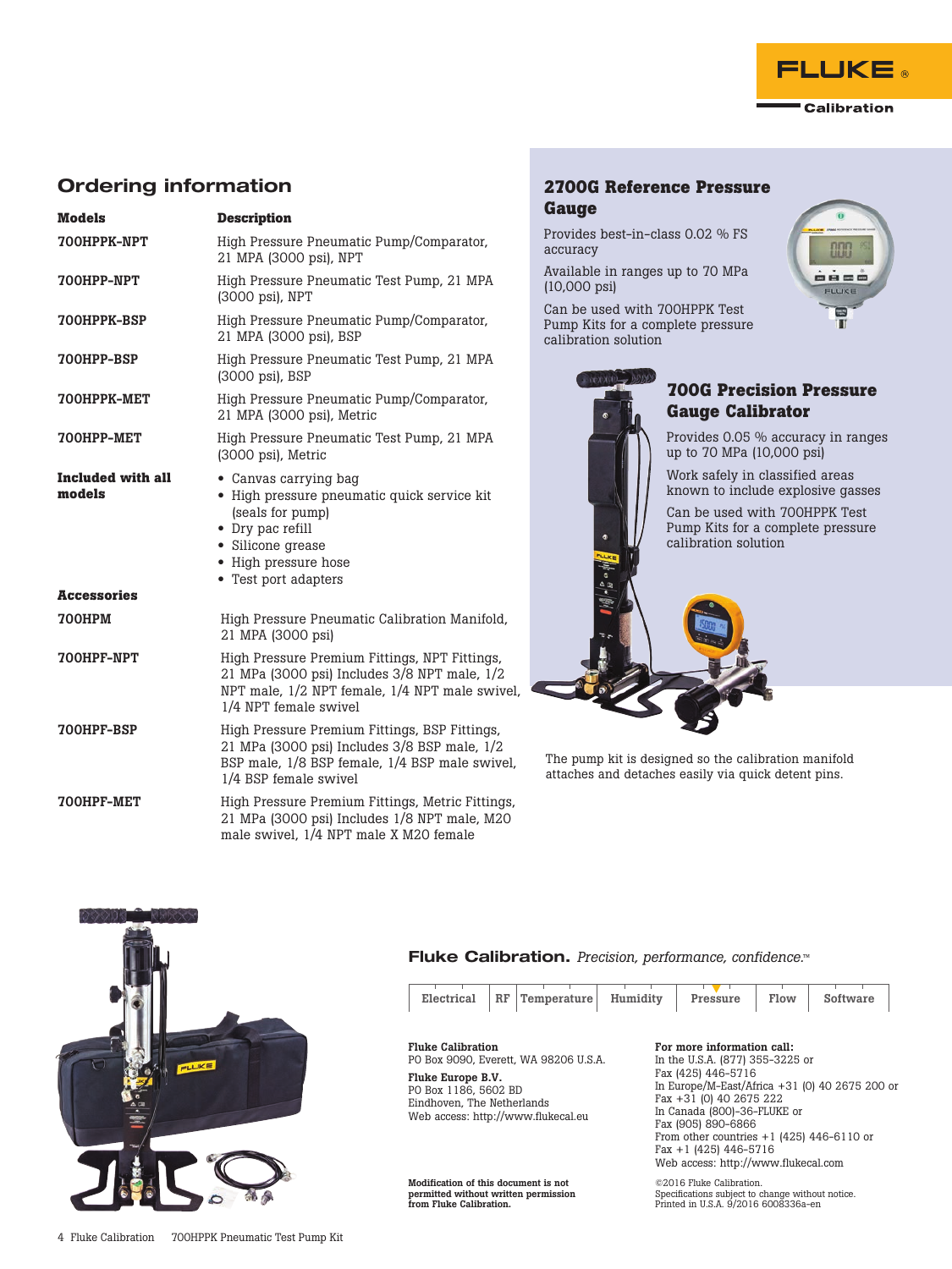## Ordering information

| Models | Description |
| --- | --- |
| **700HPPK-NPT** | High Pressure Pneumatic Pump/Comparator, 21 MPA (3000 psi), NPT |
| **700HPP-NPT** | High Pressure Pneumatic Test Pump, 21 MPA (3000 psi), NPT |
| **700HPPK-BSP** | High Pressure Pneumatic Pump/Comparator, 21 MPA (3000 psi), BSP |
| **700HPP-BSP** | High Pressure Pneumatic Test Pump, 21 MPA (3000 psi), BSP |
| **700HPPK-MET** | High Pressure Pneumatic Pump/Comparator, 21 MPA (3000 psi), Metric |
| **700HPP-MET** | High Pressure Pneumatic Test Pump, 21 MPA (3000 psi), Metric |
| **Included with all models** | • Canvas carrying bag<br>• High pressure pneumatic quick service kit (seals for pump)<br>• Dry pac refill<br>• Silicone grease<br>• High pressure hose<br>• Test port adapters |
| **Accessories** | |
| **700HPM** | High Pressure Pneumatic Calibration Manifold, 21 MPA (3000 psi) |
| **700HPF-NPT** | High Pressure Premium Fittings, NPT Fittings, 21 MPa (3000 psi) Includes 3/8 NPT male, 1/2 NPT male, 1/2 NPT female, 1/4 NPT male swivel, 1/4 NPT female swivel |
| **700HPF-BSP** | High Pressure Premium Fittings, BSP Fittings, 21 MPa (3000 psi) Includes 3/8 BSP male, 1/2 BSP male, 1/8 BSP female, 1/4 BSP male swivel, 1/4 BSP female swivel |
| **700HPF-MET** | High Pressure Premium Fittings, Metric Fittings, 21 MPa (3000 psi) Includes 1/8 NPT male, M20 male swivel, 1/4 NPT male X M20 female |

### 2700G Reference Pressure Gauge

Provides best-in-class 0.02 % FS accuracy

Available in ranges up to 70 MPa (10,000 psi)

Can be used with 700HPPK Test Pump Kits for a complete pressure calibration solution

### 700G Precision Pressure Gauge Calibrator

Provides 0.05 % accuracy in ranges up to 70 MPa (10,000 psi)

Work safely in classified areas known to include explosive gasses

Can be used with 700HPPK Test Pump Kits for a complete pressure calibration solution

The pump kit is designed so the calibration manifold attaches and detaches easily via quick detent pins.

**Fluke Calibration.** *Precision, performance, confidence.*™

Electrical | RF | Temperature | Humidity | Pressure | Flow | Software

**Fluke Calibration**
PO Box 9090, Everett, WA 98206 U.S.A.

**Fluke Europe B.V.**
PO Box 1186, 5602 BD
Eindhoven, The Netherlands
Web access: http://www.flukecal.eu

**For more information call:**
In the U.S.A. (877) 355-3225 or
Fax (425) 446-5716
In Europe/M-East/Africa +31 (0) 40 2675 200 or
Fax +31 (0) 40 2675 222
In Canada (800)-36-FLUKE or
Fax (905) 890-6866
From other countries +1 (425) 446-6110 or
Fax +1 (425) 446-5716
Web access: http://www.flukecal.com

**Modification of this document is not permitted without written permission from Fluke Calibration.**

©2016 Fluke Calibration.
Specifications subject to change without notice.
Printed in U.S.A. 9/2016 6008336a-en